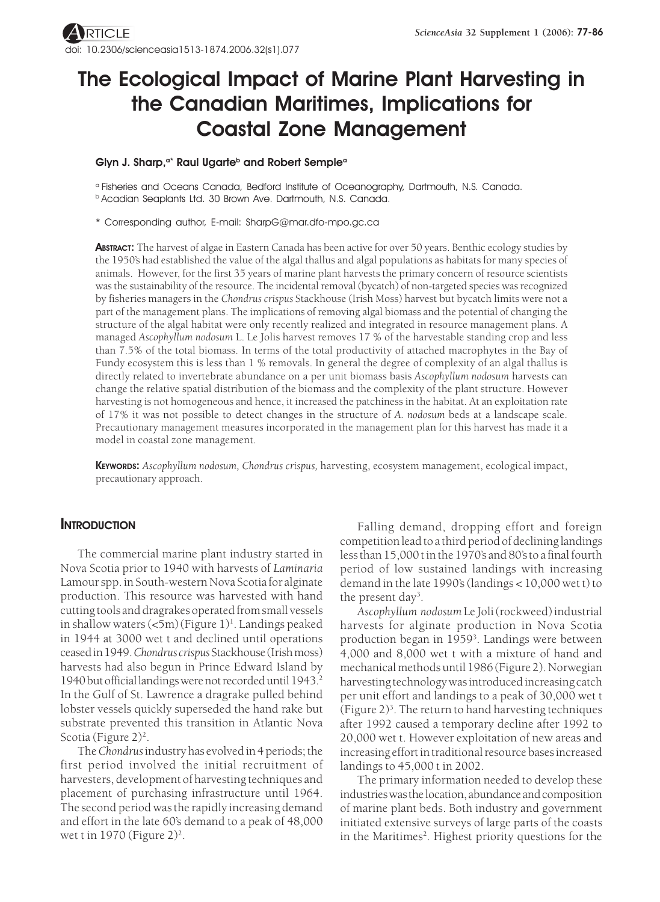ARTICLE

doi: 10.2306/scienceasia1513-1874.2006.32(s1).077

# The Ecological Impact of Marine Plant Harvesting in the Canadian Maritimes, Implications for Coastal Zone Management

**Glyn J. Sharp,[a*] Raul Ugarte[b] and Robert Semple[a]**

[a] Fisheries and Oceans Canada, Bedford Institute of Oceanography, Dartmouth, N.S. Canada.

[b] Acadian Seaplants Ltd. 30 Brown Ave. Dartmouth, N.S. Canada.

\* Corresponding author, E-mail: SharpG@mar.dfo-mpo.gc.ca

**ABSTRACT:** The harvest of algae in Eastern Canada has been active for over 50 years. Benthic ecology studies by the 1950's had established the value of the algal thallus and algal populations as habitats for many species of animals. However, for the first 35 years of marine plant harvests the primary concern of resource scientists was the sustainability of the resource. The incidental removal (bycatch) of non-targeted species was recognized by fisheries managers in the *Chondrus crispus* Stackhouse (Irish Moss) harvest but bycatch limits were not a part of the management plans. The implications of removing algal biomass and the potential of changing the structure of the algal habitat were only recently realized and integrated in resource management plans. A managed *Ascophyllum nodosum* L. Le Jolis harvest removes 17 % of the harvestable standing crop and less than 7.5% of the total biomass. In terms of the total productivity of attached macrophytes in the Bay of Fundy ecosystem this is less than 1 % removals. In general the degree of complexity of an algal thallus is directly related to invertebrate abundance on a per unit biomass basis *Ascophyllum nodosum* harvests can change the relative spatial distribution of the biomass and the complexity of the plant structure. However harvesting is not homogeneous and hence, it increased the patchiness in the habitat. At an exploitation rate of 17% it was not possible to detect changes in the structure of *A. nodosum* beds at a landscape scale. Precautionary management measures incorporated in the management plan for this harvest has made it a model in coastal zone management.

**KEYWORDS:** *Ascophyllum nodosum, Chondrus crispus,* harvesting, ecosystem management, ecological impact, precautionary approach.

## INTRODUCTION

The commercial marine plant industry started in Nova Scotia prior to 1940 with harvests of *Laminaria* Lamour spp. in South-western Nova Scotia for alginate production. This resource was harvested with hand cutting tools and dragrakes operated from small vessels in shallow waters (<5m) (Figure 1)[1]. Landings peaked in 1944 at 3000 wet t and declined until operations ceased in 1949. *Chondrus crispus* Stackhouse (Irish moss) harvests had also begun in Prince Edward Island by 1940 but official landings were not recorded until 1943.[2] In the Gulf of St. Lawrence a dragrake pulled behind lobster vessels quickly superseded the hand rake but substrate prevented this transition in Atlantic Nova Scotia (Figure 2)[2].

The *Chondrus* industry has evolved in 4 periods; the first period involved the initial recruitment of harvesters, development of harvesting techniques and placement of purchasing infrastructure until 1964. The second period was the rapidly increasing demand and effort in the late 60's demand to a peak of 48,000 wet t in 1970 (Figure 2)[2].

Falling demand, dropping effort and foreign competition lead to a third period of declining landings less than 15,000 t in the 1970's and 80's to a final fourth period of low sustained landings with increasing demand in the late 1990's (landings < 10,000 wet t) to the present day[3].

*Ascophyllum nodosum* Le Joli (rockweed) industrial harvests for alginate production in Nova Scotia production began in 1959[3]. Landings were between 4,000 and 8,000 wet t with a mixture of hand and mechanical methods until 1986 (Figure 2). Norwegian harvesting technology was introduced increasing catch per unit effort and landings to a peak of 30,000 wet t (Figure 2)[3]. The return to hand harvesting techniques after 1992 caused a temporary decline after 1992 to 20,000 wet t. However exploitation of new areas and increasing effort in traditional resource bases increased landings to 45,000 t in 2002.

The primary information needed to develop these industries was the location, abundance and composition of marine plant beds. Both industry and government initiated extensive surveys of large parts of the coasts in the Maritimes[2]. Highest priority questions for the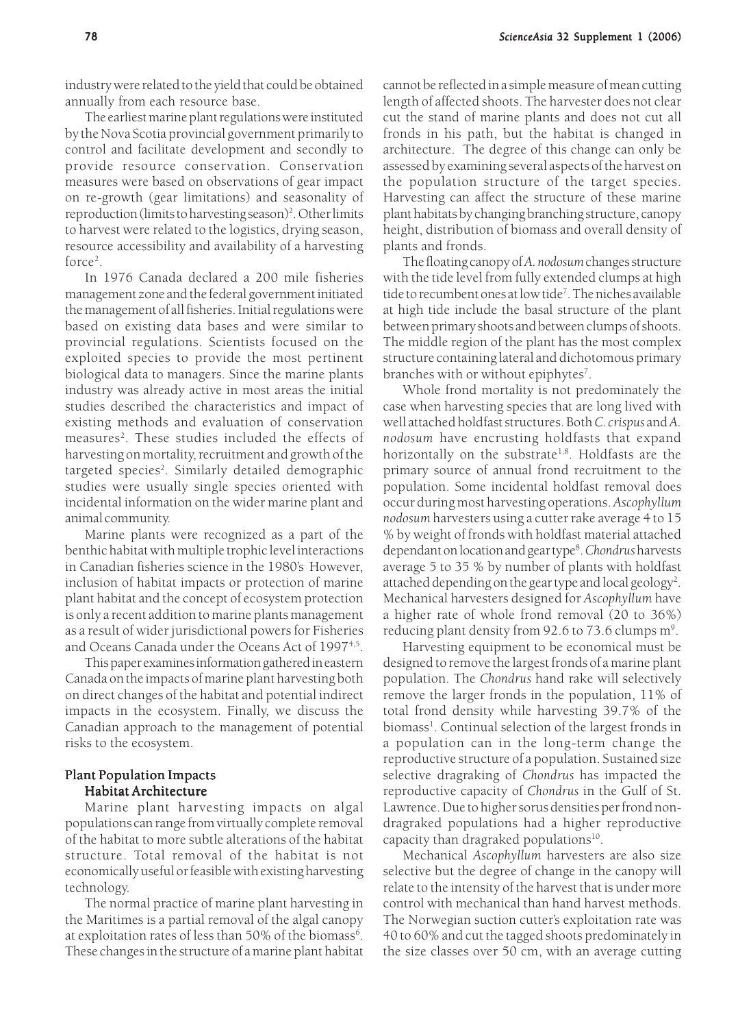industry were related to the yield that could be obtained annually from each resource base.

The earliest marine plant regulations were instituted by the Nova Scotia provincial government primarily to control and facilitate development and secondly to provide resource conservation. Conservation measures were based on observations of gear impact on re-growth (gear limitations) and seasonality of reproduction (limits to harvesting season)[2]. Other limits to harvest were related to the logistics, drying season, resource accessibility and availability of a harvesting force[2].

In 1976 Canada declared a 200 mile fisheries management zone and the federal government initiated the management of all fisheries. Initial regulations were based on existing data bases and were similar to provincial regulations. Scientists focused on the exploited species to provide the most pertinent biological data to managers. Since the marine plants industry was already active in most areas the initial studies described the characteristics and impact of existing methods and evaluation of conservation measures[2]. These studies included the effects of harvesting on mortality, recruitment and growth of the targeted species[2]. Similarly detailed demographic studies were usually single species oriented with incidental information on the wider marine plant and animal community.

Marine plants were recognized as a part of the benthic habitat with multiple trophic level interactions in Canadian fisheries science in the 1980's. However, inclusion of habitat impacts or protection of marine plant habitat and the concept of ecosystem protection is only a recent addition to marine plants management as a result of wider jurisdictional powers for Fisheries and Oceans Canada under the Oceans Act of 1997[4,5].

This paper examines information gathered in eastern Canada on the impacts of marine plant harvesting both on direct changes of the habitat and potential indirect impacts in the ecosystem. Finally, we discuss the Canadian approach to the management of potential risks to the ecosystem.

## Plant Population Impacts

### Habitat Architecture

Marine plant harvesting impacts on algal populations can range from virtually complete removal of the habitat to more subtle alterations of the habitat structure. Total removal of the habitat is not economically useful or feasible with existing harvesting technology.

The normal practice of marine plant harvesting in the Maritimes is a partial removal of the algal canopy at exploitation rates of less than 50% of the biomass[6]. These changes in the structure of a marine plant habitat cannot be reflected in a simple measure of mean cutting length of affected shoots. The harvester does not clear cut the stand of marine plants and does not cut all fronds in his path, but the habitat is changed in architecture. The degree of this change can only be assessed by examining several aspects of the harvest on the population structure of the target species. Harvesting can affect the structure of these marine plant habitats by changing branching structure, canopy height, distribution of biomass and overall density of plants and fronds.

The floating canopy of *A. nodosum* changes structure with the tide level from fully extended clumps at high tide to recumbent ones at low tide[7]. The niches available at high tide include the basal structure of the plant between primary shoots and between clumps of shoots. The middle region of the plant has the most complex structure containing lateral and dichotomous primary branches with or without epiphytes[7].

Whole frond mortality is not predominately the case when harvesting species that are long lived with well attached holdfast structures. Both *C. crispus* and *A. nodosum* have encrusting holdfasts that expand horizontally on the substrate[1,8]. Holdfasts are the primary source of annual frond recruitment to the population. Some incidental holdfast removal does occur during most harvesting operations. *Ascophyllum nodosum* harvesters using a cutter rake average 4 to 15 % by weight of fronds with holdfast material attached dependant on location and gear type[8]. *Chondrus* harvests average 5 to 35 % by number of plants with holdfast attached depending on the gear type and local geology[2]. Mechanical harvesters designed for *Ascophyllum* have a higher rate of whole frond removal (20 to 36%) reducing plant density from 92.6 to 73.6 clumps m[9].

Harvesting equipment to be economical must be designed to remove the largest fronds of a marine plant population. The *Chondrus* hand rake will selectively remove the larger fronds in the population, 11% of total frond density while harvesting 39.7% of the biomass[1]. Continual selection of the largest fronds in a population can in the long-term change the reproductive structure of a population. Sustained size selective dragraking of *Chondrus* has impacted the reproductive capacity of *Chondrus* in the Gulf of St. Lawrence. Due to higher sorus densities per frond non-dragraked populations had a higher reproductive capacity than dragraked populations[10].

Mechanical *Ascophyllum* harvesters are also size selective but the degree of change in the canopy will relate to the intensity of the harvest that is under more control with mechanical than hand harvest methods. The Norwegian suction cutter's exploitation rate was 40 to 60% and cut the tagged shoots predominately in the size classes over 50 cm, with an average cutting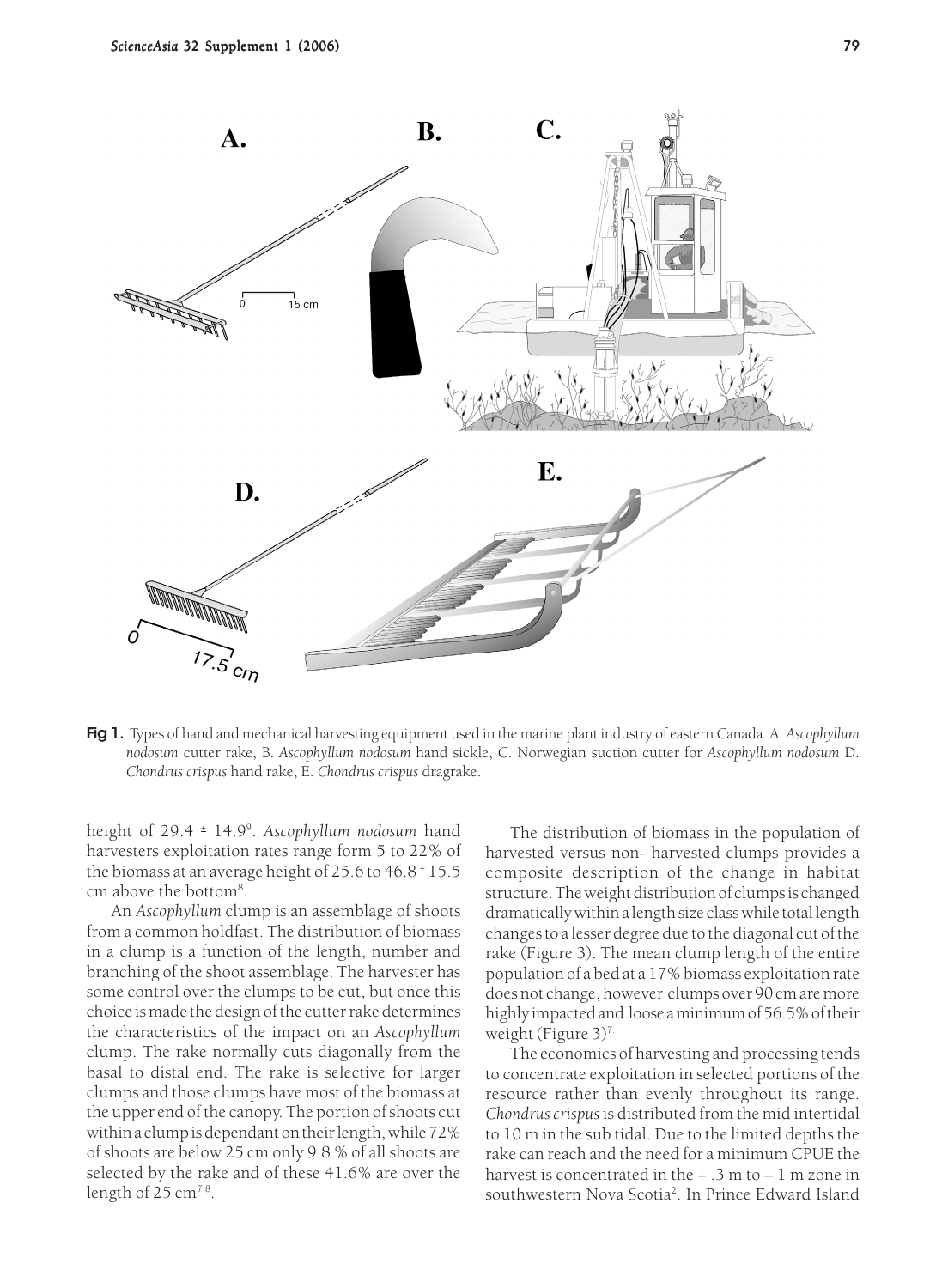**Fig 1.** Types of hand and mechanical harvesting equipment used in the marine plant industry of eastern Canada. A. *Ascophyllum nodosum* cutter rake, B. *Ascophyllum nodosum* hand sickle, C. Norwegian suction cutter for *Ascophyllum nodosum* D. *Chondrus crispus* hand rake, E. *Chondrus crispus* dragrake.

height of 29.4 ± 14.9[9]. *Ascophyllum nodosum* hand harvesters exploitation rates range form 5 to 22% of the biomass at an average height of 25.6 to 46.8 ± 15.5 cm above the bottom[8].

An *Ascophyllum* clump is an assemblage of shoots from a common holdfast. The distribution of biomass in a clump is a function of the length, number and branching of the shoot assemblage. The harvester has some control over the clumps to be cut, but once this choice is made the design of the cutter rake determines the characteristics of the impact on an *Ascophyllum* clump. The rake normally cuts diagonally from the basal to distal end. The rake is selective for larger clumps and those clumps have most of the biomass at the upper end of the canopy. The portion of shoots cut within a clump is dependant on their length, while 72% of shoots are below 25 cm only 9.8 % of all shoots are selected by the rake and of these 41.6% are over the length of 25 cm[7,8].

The distribution of biomass in the population of harvested versus non- harvested clumps provides a composite description of the change in habitat structure. The weight distribution of clumps is changed dramatically within a length size class while total length changes to a lesser degree due to the diagonal cut of the rake (Figure 3). The mean clump length of the entire population of a bed at a 17% biomass exploitation rate does not change, however clumps over 90 cm are more highly impacted and loose a minimum of 56.5% of their weight (Figure 3)[7].

The economics of harvesting and processing tends to concentrate exploitation in selected portions of the resource rather than evenly throughout its range. *Chondrus crispus* is distributed from the mid intertidal to 10 m in the sub tidal. Due to the limited depths the rake can reach and the need for a minimum CPUE the harvest is concentrated in the + .3 m to – 1 m zone in southwestern Nova Scotia[2]. In Prince Edward Island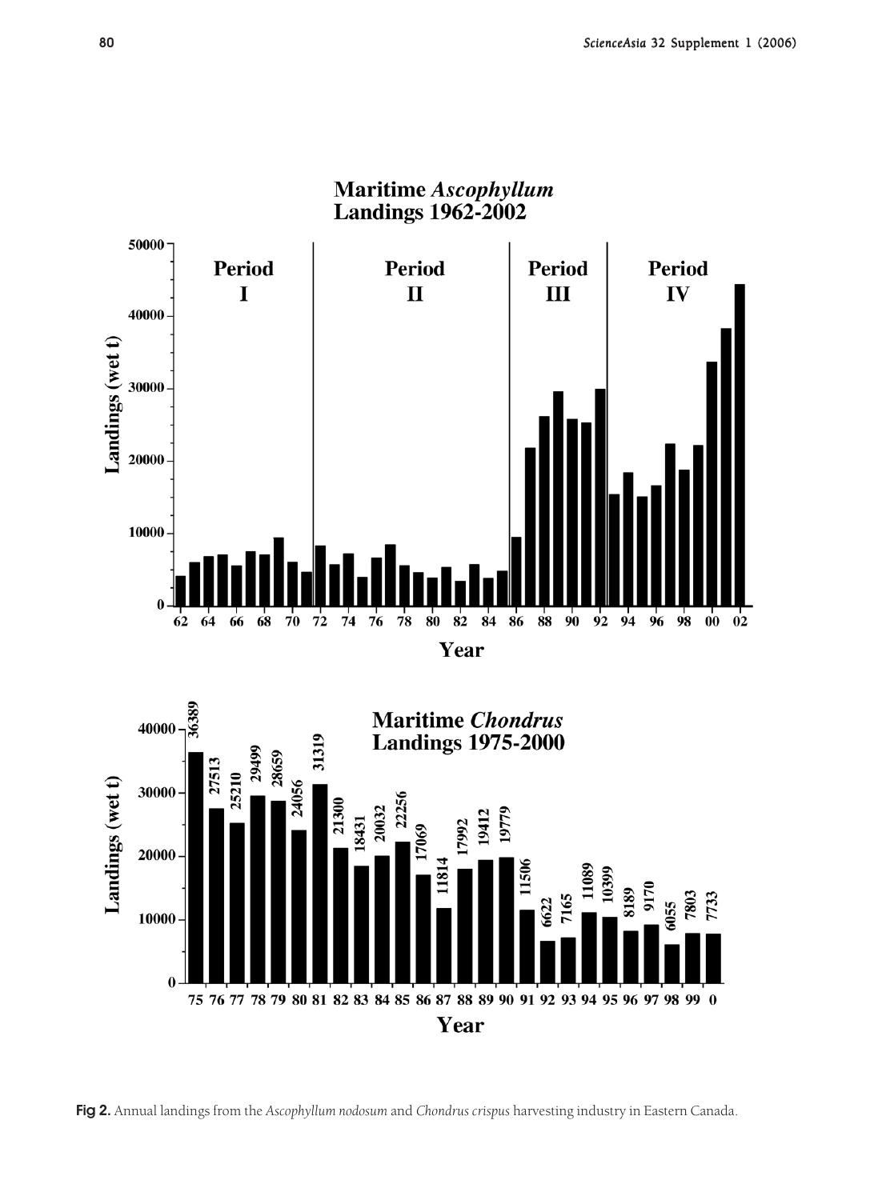Fig 2. Annual landings from the *Ascophyllum nodosum* and *Chondrus crispus* harvesting industry in Eastern Canada.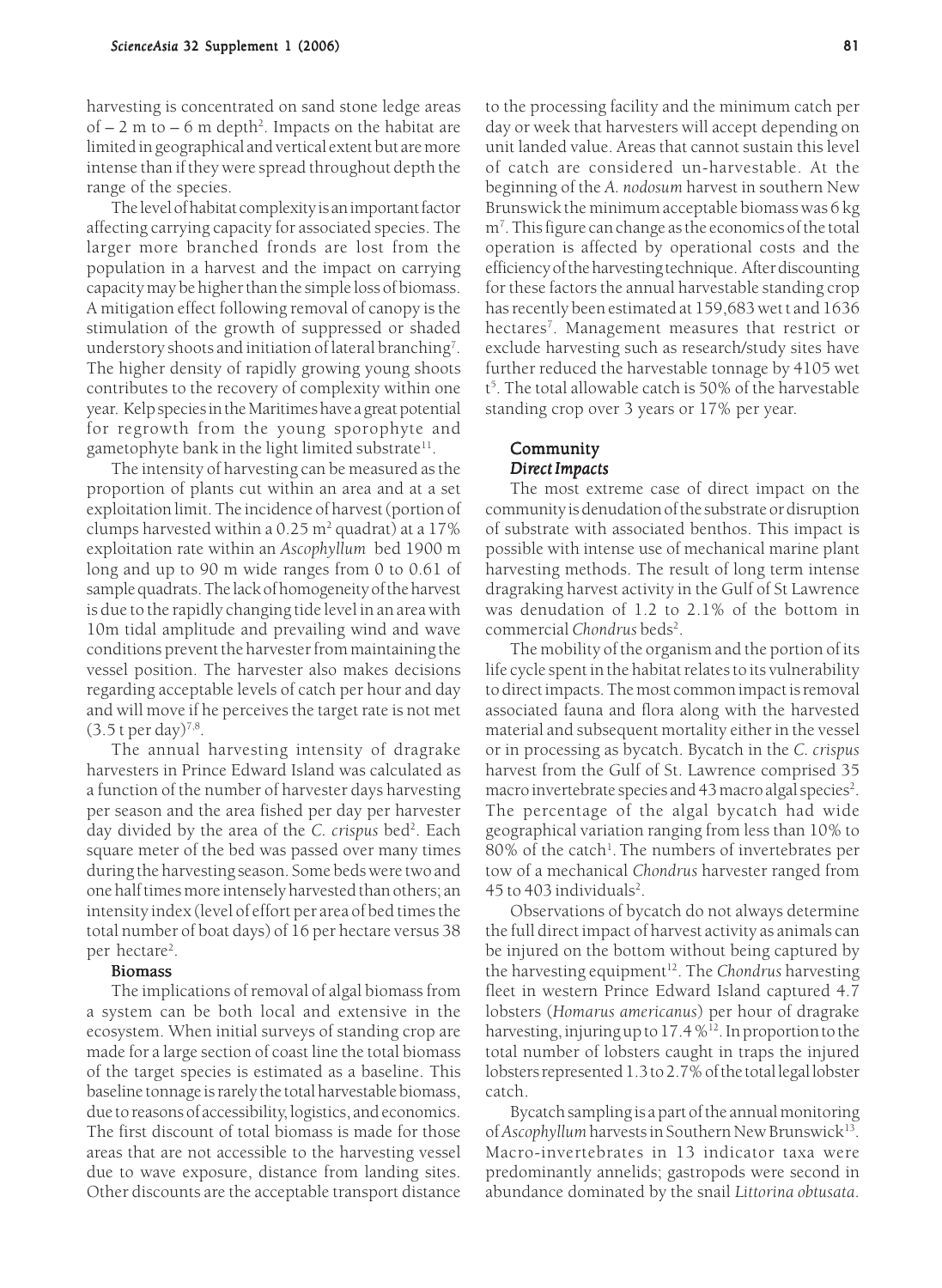harvesting is concentrated on sand stone ledge areas of – 2 m to – 6 m depth[2]. Impacts on the habitat are limited in geographical and vertical extent but are more intense than if they were spread throughout depth the range of the species.

The level of habitat complexity is an important factor affecting carrying capacity for associated species. The larger more branched fronds are lost from the population in a harvest and the impact on carrying capacity may be higher than the simple loss of biomass. A mitigation effect following removal of canopy is the stimulation of the growth of suppressed or shaded understory shoots and initiation of lateral branching[7]. The higher density of rapidly growing young shoots contributes to the recovery of complexity within one year. Kelp species in the Maritimes have a great potential for regrowth from the young sporophyte and gametophyte bank in the light limited substrate[11].

The intensity of harvesting can be measured as the proportion of plants cut within an area and at a set exploitation limit. The incidence of harvest (portion of clumps harvested within a 0.25 $m^2$ quadrat) at a 17% exploitation rate within an *Ascophyllum* bed 1900 m long and up to 90 m wide ranges from 0 to 0.61 of sample quadrats. The lack of homogeneity of the harvest is due to the rapidly changing tide level in an area with 10m tidal amplitude and prevailing wind and wave conditions prevent the harvester from maintaining the vessel position. The harvester also makes decisions regarding acceptable levels of catch per hour and day and will move if he perceives the target rate is not met (3.5 t per day)[7,8].

The annual harvesting intensity of dragrake harvesters in Prince Edward Island was calculated as a function of the number of harvester days harvesting per season and the area fished per day per harvester day divided by the area of the *C. crispus* bed[2]. Each square meter of the bed was passed over many times during the harvesting season. Some beds were two and one half times more intensely harvested than others; an intensity index (level of effort per area of bed times the total number of boat days) of 16 per hectare versus 38 per hectare[2].

#### Biomass

The implications of removal of algal biomass from a system can be both local and extensive in the ecosystem. When initial surveys of standing crop are made for a large section of coast line the total biomass of the target species is estimated as a baseline. This baseline tonnage is rarely the total harvestable biomass, due to reasons of accessibility, logistics, and economics. The first discount of total biomass is made for those areas that are not accessible to the harvesting vessel due to wave exposure, distance from landing sites. Other discounts are the acceptable transport distance to the processing facility and the minimum catch per day or week that harvesters will accept depending on unit landed value. Areas that cannot sustain this level of catch are considered un-harvestable. At the beginning of the *A. nodosum* harvest in southern New Brunswick the minimum acceptable biomass was 6 kg $m^{-2}$[7]. This figure can change as the economics of the total operation is affected by operational costs and the efficiency of the harvesting technique. After discounting for these factors the annual harvestable standing crop has recently been estimated at 159,683 wet t and 1636 hectares[7]. Management measures that restrict or exclude harvesting such as research/study sites have further reduced the harvestable tonnage by 4105 wet t[5]. The total allowable catch is 50% of the harvestable standing crop over 3 years or 17% per year.

## Community

### *Direct Impacts*

The most extreme case of direct impact on the community is denudation of the substrate or disruption of substrate with associated benthos. This impact is possible with intense use of mechanical marine plant harvesting methods. The result of long term intense dragraking harvest activity in the Gulf of St Lawrence was denudation of 1.2 to 2.1% of the bottom in commercial *Chondrus* beds[2].

The mobility of the organism and the portion of its life cycle spent in the habitat relates to its vulnerability to direct impacts. The most common impact is removal associated fauna and flora along with the harvested material and subsequent mortality either in the vessel or in processing as bycatch. Bycatch in the *C. crispus* harvest from the Gulf of St. Lawrence comprised 35 macro invertebrate species and 43 macro algal species[2]. The percentage of the algal bycatch had wide geographical variation ranging from less than 10% to 80% of the catch[1]. The numbers of invertebrates per tow of a mechanical *Chondrus* harvester ranged from 45 to 403 individuals[2].

Observations of bycatch do not always determine the full direct impact of harvest activity as animals can be injured on the bottom without being captured by the harvesting equipment[12]. The *Chondrus* harvesting fleet in western Prince Edward Island captured 4.7 lobsters (*Homarus americanus*) per hour of dragrake harvesting, injuring up to 17.4 %[12]. In proportion to the total number of lobsters caught in traps the injured lobsters represented 1.3 to 2.7% of the total legal lobster catch.

Bycatch sampling is a part of the annual monitoring of *Ascophyllum* harvests in Southern New Brunswick[13]. Macro-invertebrates in 13 indicator taxa were predominantly annelids; gastropods were second in abundance dominated by the snail *Littorina obtusata*.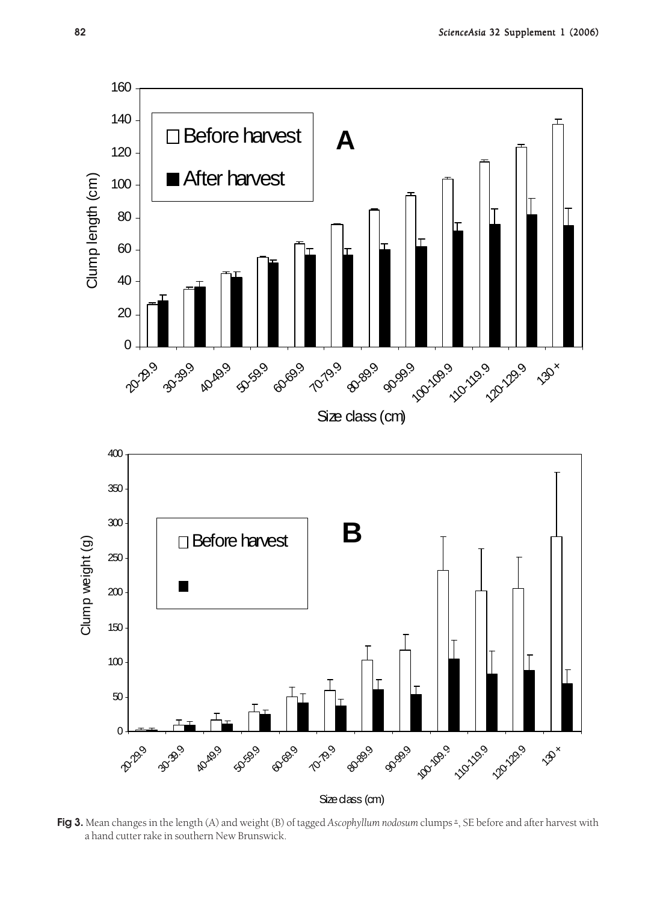**Fig 3.** Mean changes in the length (A) and weight (B) of tagged *Ascophyllum nodosum* clumps ±, SE before and after harvest with a hand cutter rake in southern New Brunswick.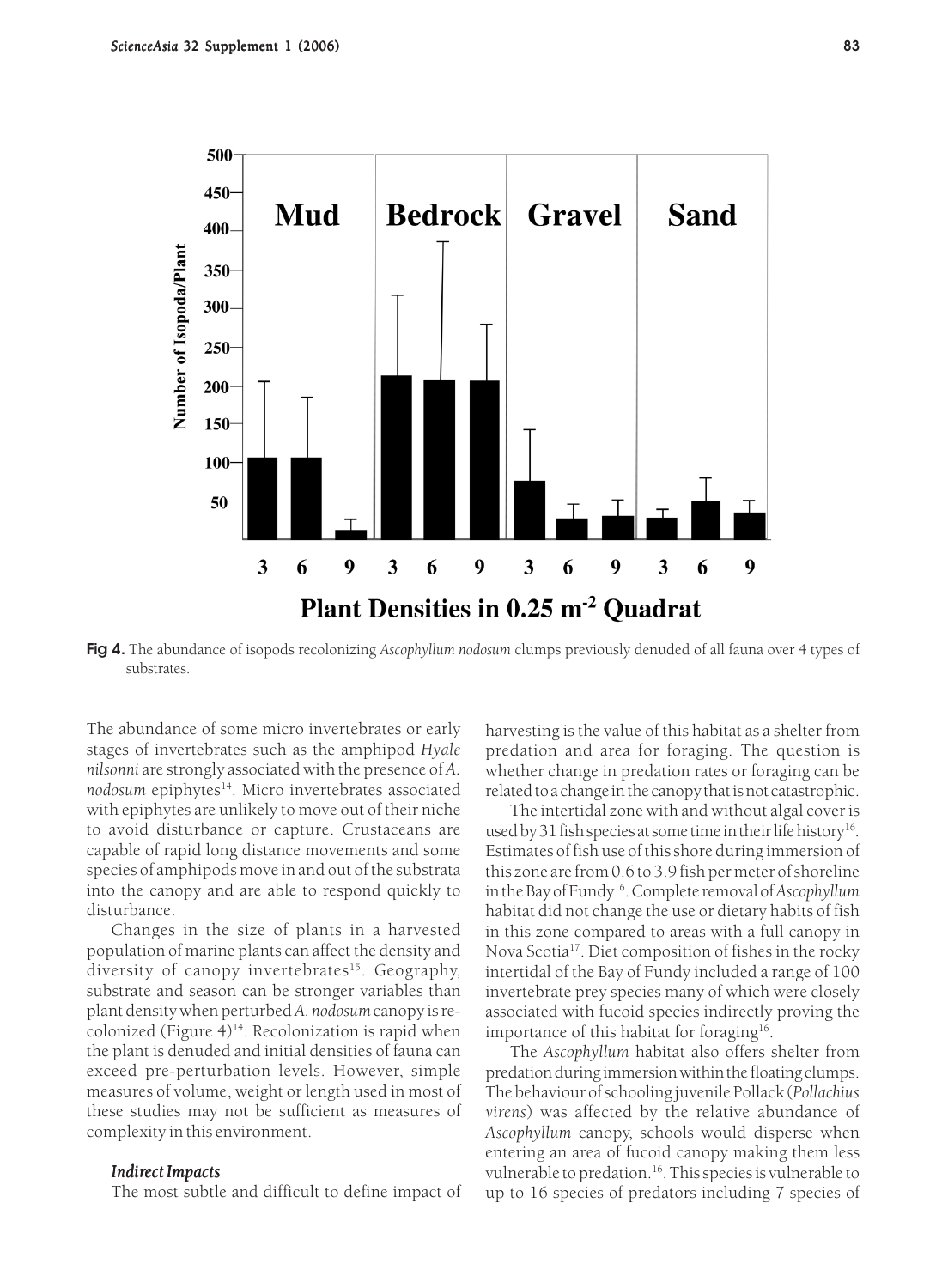Fig 4. The abundance of isopods recolonizing *Ascophyllum nodosum* clumps previously denuded of all fauna over 4 types of substrates.

The abundance of some micro invertebrates or early stages of invertebrates such as the amphipod *Hyale nilsonni* are strongly associated with the presence of *A. nodosum* epiphytes[14]. Micro invertebrates associated with epiphytes are unlikely to move out of their niche to avoid disturbance or capture. Crustaceans are capable of rapid long distance movements and some species of amphipods move in and out of the substrata into the canopy and are able to respond quickly to disturbance.

Changes in the size of plants in a harvested population of marine plants can affect the density and diversity of canopy invertebrates[15]. Geography, substrate and season can be stronger variables than plant density when perturbed *A. nodosum* canopy is re-colonized (Figure 4)[14]. Recolonization is rapid when the plant is denuded and initial densities of fauna can exceed pre-perturbation levels. However, simple measures of volume, weight or length used in most of these studies may not be sufficient as measures of complexity in this environment.

### *Indirect Impacts*

The most subtle and difficult to define impact of harvesting is the value of this habitat as a shelter from predation and area for foraging. The question is whether change in predation rates or foraging can be related to a change in the canopy that is not catastrophic.

The intertidal zone with and without algal cover is used by 31 fish species at some time in their life history[16]. Estimates of fish use of this shore during immersion of this zone are from 0.6 to 3.9 fish per meter of shoreline in the Bay of Fundy[16]. Complete removal of *Ascophyllum* habitat did not change the use or dietary habits of fish in this zone compared to areas with a full canopy in Nova Scotia[17]. Diet composition of fishes in the rocky intertidal of the Bay of Fundy included a range of 100 invertebrate prey species many of which were closely associated with fucoid species indirectly proving the importance of this habitat for foraging[16].

The *Ascophyllum* habitat also offers shelter from predation during immersion within the floating clumps. The behaviour of schooling juvenile Pollack (*Pollachius virens*) was affected by the relative abundance of *Ascophyllum* canopy, schools would disperse when entering an area of fucoid canopy making them less vulnerable to predation.[16]. This species is vulnerable to up to 16 species of predators including 7 species of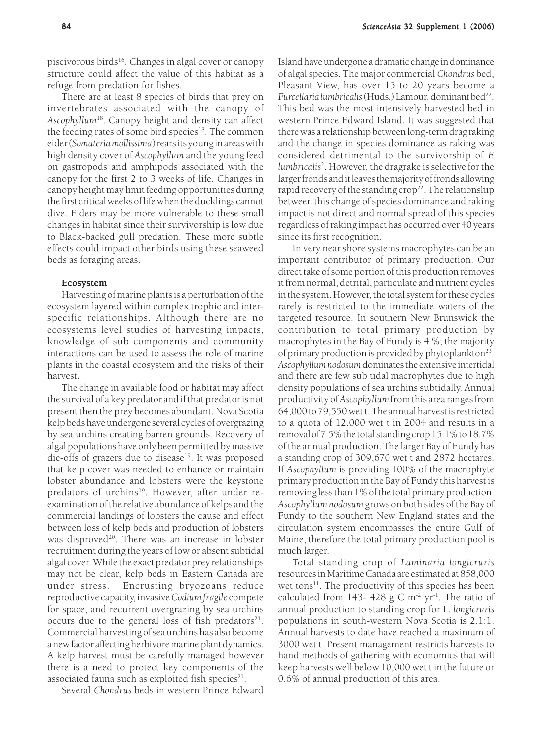piscivorous birds[16]. Changes in algal cover or canopy structure could affect the value of this habitat as a refuge from predation for fishes.

There are at least 8 species of birds that prey on invertebrates associated with the canopy of *Ascophyllum*[18]. Canopy height and density can affect the feeding rates of some bird species[18]. The common eider (*Somateria mollissima*) rears its young in areas with high density cover of *Ascophyllum* and the young feed on gastropods and amphipods associated with the canopy for the first 2 to 3 weeks of life. Changes in canopy height may limit feeding opportunities during the first critical weeks of life when the ducklings cannot dive. Eiders may be more vulnerable to these small changes in habitat since their survivorship is low due to Black-backed gull predation. These more subtle effects could impact other birds using these seaweed beds as foraging areas.

### Ecosystem

Harvesting of marine plants is a perturbation of the ecosystem layered within complex trophic and inter-specific relationships. Although there are no ecosystems level studies of harvesting impacts, knowledge of sub components and community interactions can be used to assess the role of marine plants in the coastal ecosystem and the risks of their harvest.

The change in available food or habitat may affect the survival of a key predator and if that predator is not present then the prey becomes abundant. Nova Scotia kelp beds have undergone several cycles of overgrazing by sea urchins creating barren grounds. Recovery of algal populations have only been permitted by massive die-offs of grazers due to disease[19]. It was proposed that kelp cover was needed to enhance or maintain lobster abundance and lobsters were the keystone predators of urchins[19]. However, after under re-examination of the relative abundance of kelps and the commercial landings of lobsters the cause and effect between loss of kelp beds and production of lobsters was disproved[20]. There was an increase in lobster recruitment during the years of low or absent subtidal algal cover. While the exact predator prey relationships may not be clear, kelp beds in Eastern Canada are under stress. Encrusting bryozoans reduce reproductive capacity, invasive *Codium fragile* compete for space, and recurrent overgrazing by sea urchins occurs due to the general loss of fish predators[21]. Commercial harvesting of sea urchins has also become a new factor affecting herbivore marine plant dynamics. A kelp harvest must be carefully managed however there is a need to protect key components of the associated fauna such as exploited fish species[21].

Several *Chondrus* beds in western Prince Edward Island have undergone a dramatic change in dominance of algal species. The major commercial *Chondrus* bed, Pleasant View, has over 15 to 20 years become a *Furcellaria lumbricalis* (Huds.) Lamour. dominant bed[22]. This bed was the most intensively harvested bed in western Prince Edward Island. It was suggested that there was a relationship between long-term drag raking and the change in species dominance as raking was considered detrimental to the survivorship of *F. lumbricalis*[2]. However, the dragrake is selective for the larger fronds and it leaves the majority of fronds allowing rapid recovery of the standing crop[22]. The relationship between this change of species dominance and raking impact is not direct and normal spread of this species regardless of raking impact has occurred over 40 years since its first recognition.

In very near shore systems macrophytes can be an important contributor of primary production. Our direct take of some portion of this production removes it from normal, detrital, particulate and nutrient cycles in the system. However, the total system for these cycles rarely is restricted to the immediate waters of the targeted resource. In southern New Brunswick the contribution to total primary production by macrophytes in the Bay of Fundy is 4 %; the majority of primary production is provided by phytoplankton[23]. *Ascophyllum nodosum* dominates the extensive intertidal and there are few sub tidal macrophytes due to high density populations of sea urchins subtidally. Annual productivity of *Ascophyllum* from this area ranges from 64,000 to 79,550 wet t. The annual harvest is restricted to a quota of 12,000 wet t in 2004 and results in a removal of 7.5% the total standing crop 15.1% to 18.7% of the annual production. The larger Bay of Fundy has a standing crop of 309,670 wet t and 2872 hectares. If *Ascophyllum* is providing 100% of the macrophyte primary production in the Bay of Fundy this harvest is removing less than 1% of the total primary production. *Ascophyllum nodosum* grows on both sides of the Bay of Fundy to the southern New England states and the circulation system encompasses the entire Gulf of Maine, therefore the total primary production pool is much larger.

Total standing crop of *Laminaria longicruris* resources in Maritime Canada are estimated at 858,000 wet tons[11]. The productivity of this species has been calculated from 143- 428 g C $m^{-2}$ $yr^{-1}$. The ratio of annual production to standing crop for *L. longicruris* populations in south-western Nova Scotia is 2.1:1. Annual harvests to date have reached a maximum of 3000 wet t. Present management restricts harvests to hand methods of gathering with economics that will keep harvests well below 10,000 wet t in the future or 0.6% of annual production of this area.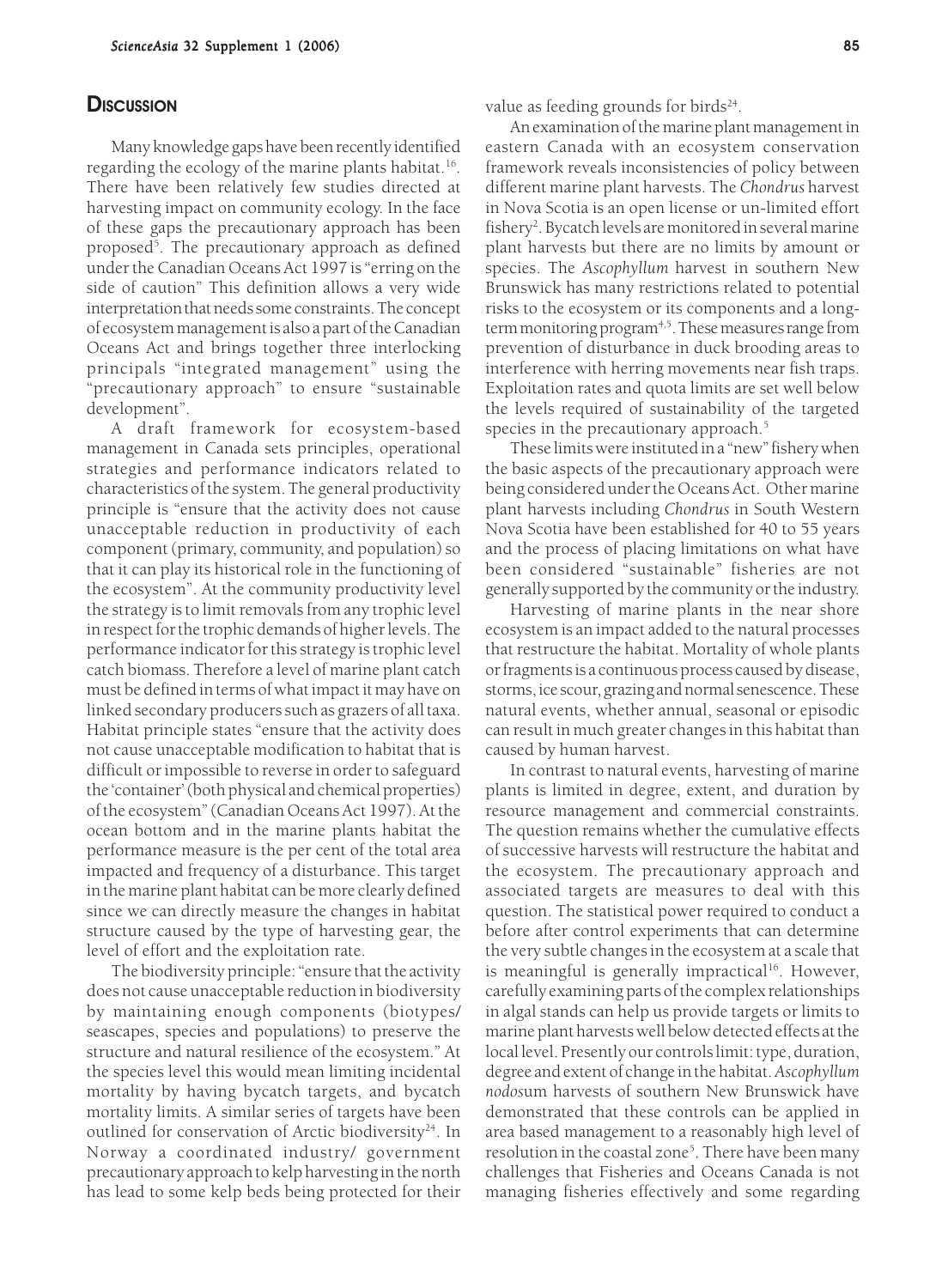## Discussion

Many knowledge gaps have been recently identified regarding the ecology of the marine plants habitat.[16]. There have been relatively few studies directed at harvesting impact on community ecology. In the face of these gaps the precautionary approach has been proposed[5]. The precautionary approach as defined under the Canadian Oceans Act 1997 is "erring on the side of caution" This definition allows a very wide interpretation that needs some constraints. The concept of ecosystem management is also a part of the Canadian Oceans Act and brings together three interlocking principals "integrated management" using the "precautionary approach" to ensure "sustainable development".

A draft framework for ecosystem-based management in Canada sets principles, operational strategies and performance indicators related to characteristics of the system. The general productivity principle is "ensure that the activity does not cause unacceptable reduction in productivity of each component (primary, community, and population) so that it can play its historical role in the functioning of the ecosystem". At the community productivity level the strategy is to limit removals from any trophic level in respect for the trophic demands of higher levels. The performance indicator for this strategy is trophic level catch biomass. Therefore a level of marine plant catch must be defined in terms of what impact it may have on linked secondary producers such as grazers of all taxa. Habitat principle states "ensure that the activity does not cause unacceptable modification to habitat that is difficult or impossible to reverse in order to safeguard the 'container' (both physical and chemical properties) of the ecosystem" (Canadian Oceans Act 1997). At the ocean bottom and in the marine plants habitat the performance measure is the per cent of the total area impacted and frequency of a disturbance. This target in the marine plant habitat can be more clearly defined since we can directly measure the changes in habitat structure caused by the type of harvesting gear, the level of effort and the exploitation rate.

The biodiversity principle: "ensure that the activity does not cause unacceptable reduction in biodiversity by maintaining enough components (biotypes/ seascapes, species and populations) to preserve the structure and natural resilience of the ecosystem." At the species level this would mean limiting incidental mortality by having bycatch targets, and bycatch mortality limits. A similar series of targets have been outlined for conservation of Arctic biodiversity[24]. In Norway a coordinated industry/ government precautionary approach to kelp harvesting in the north has lead to some kelp beds being protected for their value as feeding grounds for birds[24].

An examination of the marine plant management in eastern Canada with an ecosystem conservation framework reveals inconsistencies of policy between different marine plant harvests. The *Chondrus* harvest in Nova Scotia is an open license or un-limited effort fishery[2]. Bycatch levels are monitored in several marine plant harvests but there are no limits by amount or species. The *Ascophyllum* harvest in southern New Brunswick has many restrictions related to potential risks to the ecosystem or its components and a long-term monitoring program[4,5]. These measures range from prevention of disturbance in duck brooding areas to interference with herring movements near fish traps. Exploitation rates and quota limits are set well below the levels required of sustainability of the targeted species in the precautionary approach.[5]

These limits were instituted in a "new" fishery when the basic aspects of the precautionary approach were being considered under the Oceans Act. Other marine plant harvests including *Chondrus* in South Western Nova Scotia have been established for 40 to 55 years and the process of placing limitations on what have been considered "sustainable" fisheries are not generally supported by the community or the industry.

Harvesting of marine plants in the near shore ecosystem is an impact added to the natural processes that restructure the habitat. Mortality of whole plants or fragments is a continuous process caused by disease, storms, ice scour, grazing and normal senescence. These natural events, whether annual, seasonal or episodic can result in much greater changes in this habitat than caused by human harvest.

In contrast to natural events, harvesting of marine plants is limited in degree, extent, and duration by resource management and commercial constraints. The question remains whether the cumulative effects of successive harvests will restructure the habitat and the ecosystem. The precautionary approach and associated targets are measures to deal with this question. The statistical power required to conduct a before after control experiments that can determine the very subtle changes in the ecosystem at a scale that is meaningful is generally impractical[16]. However, carefully examining parts of the complex relationships in algal stands can help us provide targets or limits to marine plant harvests well below detected effects at the local level. Presently our controls limit: type, duration, degree and extent of change in the habitat. *Ascophyllum nodosum* harvests of southern New Brunswick have demonstrated that these controls can be applied in area based management to a reasonably high level of resolution in the coastal zone[5]. There have been many challenges that Fisheries and Oceans Canada is not managing fisheries effectively and some regarding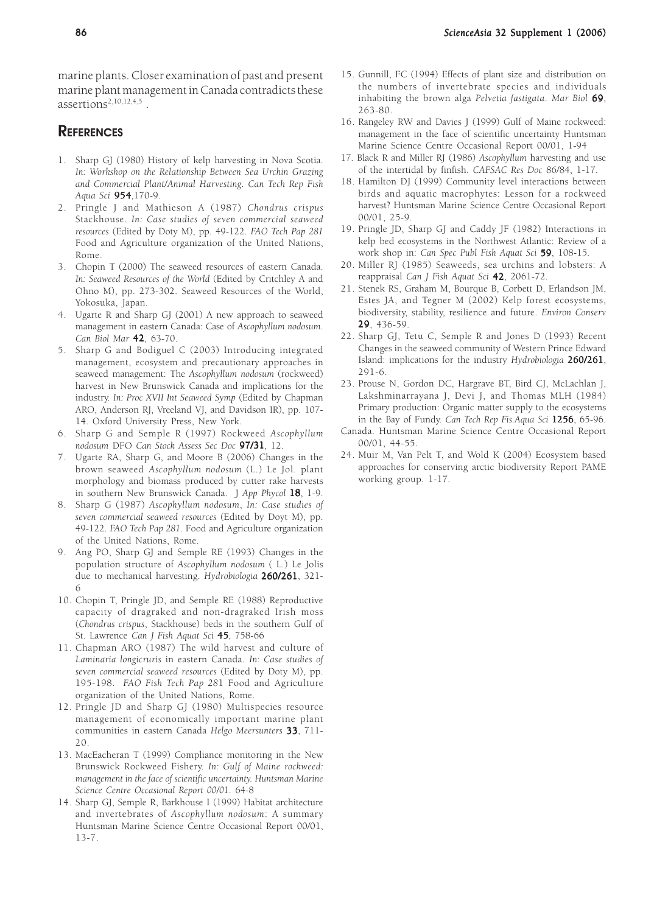marine plants. Closer examination of past and present marine plant management in Canada contradicts these assertions[2,10,12,4,5] .

## REFERENCES

1. Sharp GJ (1980) History of kelp harvesting in Nova Scotia. *In: Workshop on the Relationship Between Sea Urchin Grazing and Commercial Plant/Animal Harvesting. Can Tech Rep Fish Aqua Sci* **954**,170-9.
2. Pringle J and Mathieson A (1987) *Chondrus crispus* Stackhouse. *In: Case studies of seven commercial seaweed resources* (Edited by Doty M), pp. 49-122. *FAO Tech Pap 281* Food and Agriculture organization of the United Nations, Rome.
3. Chopin T (2000) The seaweed resources of eastern Canada. *In: Seaweed Resources of the World* (Edited by Critchley A and Ohno M), pp. 273-302. Seaweed Resources of the World, Yokosuka, Japan.
4. Ugarte R and Sharp GJ (2001) A new approach to seaweed management in eastern Canada: Case of *Ascophyllum nodosum*. *Can Biol Mar* **42**, 63-70.
5. Sharp G and Bodiguel C (2003) Introducing integrated management, ecosystem and precautionary approaches in seaweed management: The *Ascophyllum nodosum* (rockweed) harvest in New Brunswick Canada and implications for the industry. *In: Proc XVII Int Seaweed Symp* (Edited by Chapman ARO, Anderson RJ, Vreeland VJ, and Davidson IR), pp. 107-14. Oxford University Press, New York.
6. Sharp G and Semple R (1997) Rockweed *Ascophyllum nodosum* DFO *Can Stock Assess Sec Doc* **97/31**, 12.
7. Ugarte RA, Sharp G, and Moore B (2006) Changes in the brown seaweed *Ascophyllum nodosum* (L.) Le Jol. plant morphology and biomass produced by cutter rake harvests in southern New Brunswick Canada. *J App Phycol* **18**, 1-9.
8. Sharp G (1987) *Ascophyllum nodosum*, *In: Case studies of seven commercial seaweed resources* (Edited by Doyt M), pp. 49-122. *FAO Tech Pap 281*. Food and Agriculture organization of the United Nations, Rome.
9. Ang PO, Sharp GJ and Semple RE (1993) Changes in the population structure of *Ascophyllum nodosum* ( L.) Le Jolis due to mechanical harvesting. *Hydrobiologia* **260/261**, 321-6
10. Chopin T, Pringle JD, and Semple RE (1988) Reproductive capacity of dragraked and non-dragraked Irish moss (*Chondrus crispus*, Stackhouse) beds in the southern Gulf of St. Lawrence *Can J Fish Aquat Sci* **45**, 758-66
11. Chapman ARO (1987) The wild harvest and culture of *Laminaria longicruris* in eastern Canada. *In: Case studies of seven commercial seaweed resources* (Edited by Doty M), pp. 195-198. *FAO Fish Tech Pap* 281 Food and Agriculture organization of the United Nations, Rome.
12. Pringle JD and Sharp GJ (1980) Multispecies resource management of economically important marine plant communities in eastern Canada *Helgo Meersunters* **33**, 711-20.
13. MacEacheran T (1999) Compliance monitoring in the New Brunswick Rockweed Fishery. *In: Gulf of Maine rockweed: management in the face of scientific uncertainty. Huntsman Marine Science Centre Occasional Report 00/01.* 64-8
14. Sharp GJ, Semple R, Barkhouse I (1999) Habitat architecture and invertebrates of *Ascophyllum nodosum*: A summary Huntsman Marine Science Centre Occasional Report 00/01, 13-7.
15. Gunnill, FC (1994) Effects of plant size and distribution on the numbers of invertebrate species and individuals inhabiting the brown alga *Pelvetia fastigata*. *Mar Biol* **69**, 263-80.
16. Rangeley RW and Davies J (1999) Gulf of Maine rockweed: management in the face of scientific uncertainty Huntsman Marine Science Centre Occasional Report 00/01, 1-94
17. Black R and Miller RJ (1986) *Ascophyllum* harvesting and use of the intertidal by finfish. *CAFSAC Res Doc* 86/84, 1-17.
18. Hamilton DJ (1999) Community level interactions between birds and aquatic macrophytes: Lesson for a rockweed harvest? Huntsman Marine Science Centre Occasional Report 00/01, 25-9.
19. Pringle JD, Sharp GJ and Caddy JF (1982) Interactions in kelp bed ecosystems in the Northwest Atlantic: Review of a work shop in: *Can Spec Publ Fish Aquat Sci* **59**, 108-15.
20. Miller RJ (1985) Seaweeds, sea urchins and lobsters: A reappraisal *Can J Fish Aquat Sci* **42**, 2061-72.
21. Stenek RS, Graham M, Bourque B, Corbett D, Erlandson JM, Estes JA, and Tegner M (2002) Kelp forest ecosystems, biodiversity, stability, resilience and future. *Environ Conserv* **29**, 436-59.
22. Sharp GJ, Tetu C, Semple R and Jones D (1993) Recent Changes in the seaweed community of Western Prince Edward Island: implications for the industry *Hydrobiologia* **260/261**, 291-6.
23. Prouse N, Gordon DC, Hargrave BT, Bird CJ, McLachlan J, Lakshminarrayana J, Devi J, and Thomas MLH (1984) Primary production: Organic matter supply to the ecosystems in the Bay of Fundy. *Can Tech Rep Fis.Aqua Sci* **1256**, 65-96.

Canada. Huntsman Marine Science Centre Occasional Report 00/01, 44-55.

24. Muir M, Van Pelt T, and Wold K (2004) Ecosystem based approaches for conserving arctic biodiversity Report PAME working group. 1-17.